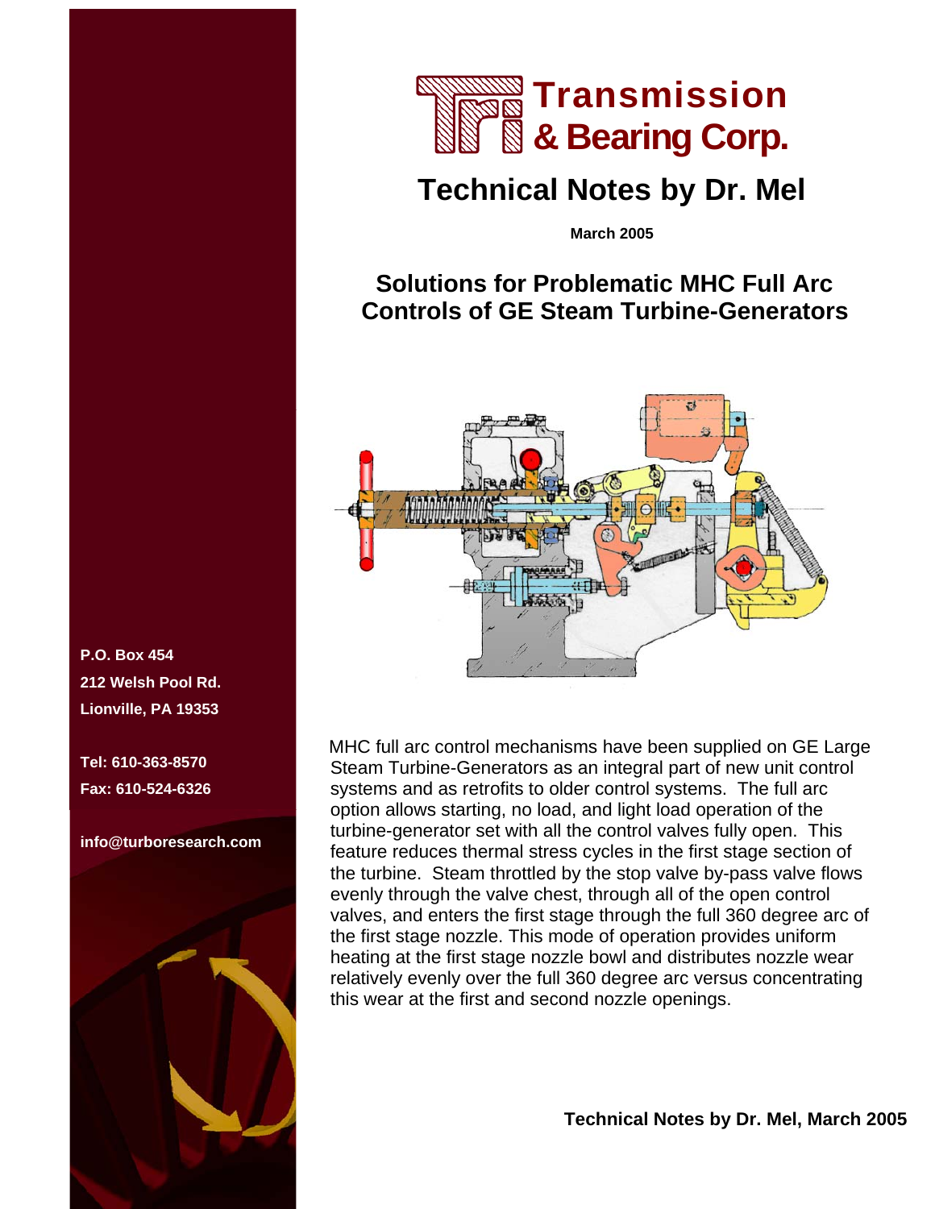# Transmission & Bearing Corp.

## Technical Notes by Dr. Mel

**March 2005**

### Solutions for Problematic MHC Full Arc Controls of GE Steam Turbine-Generators

**P.O. Box 454**
**212 Welsh Pool Rd.**
**Lionville, PA 19353**

**Tel: 610-363-8570**
**Fax: 610-524-6326**

**info@turboresearch.com**

MHC full arc control mechanisms have been supplied on GE Large Steam Turbine-Generators as an integral part of new unit control systems and as retrofits to older control systems. The full arc option allows starting, no load, and light load operation of the turbine-generator set with all the control valves fully open. This feature reduces thermal stress cycles in the first stage section of the turbine. Steam throttled by the stop valve by-pass valve flows evenly through the valve chest, through all of the open control valves, and enters the first stage through the full 360 degree arc of the first stage nozzle. This mode of operation provides uniform heating at the first stage nozzle bowl and distributes nozzle wear relatively evenly over the full 360 degree arc versus concentrating this wear at the first and second nozzle openings.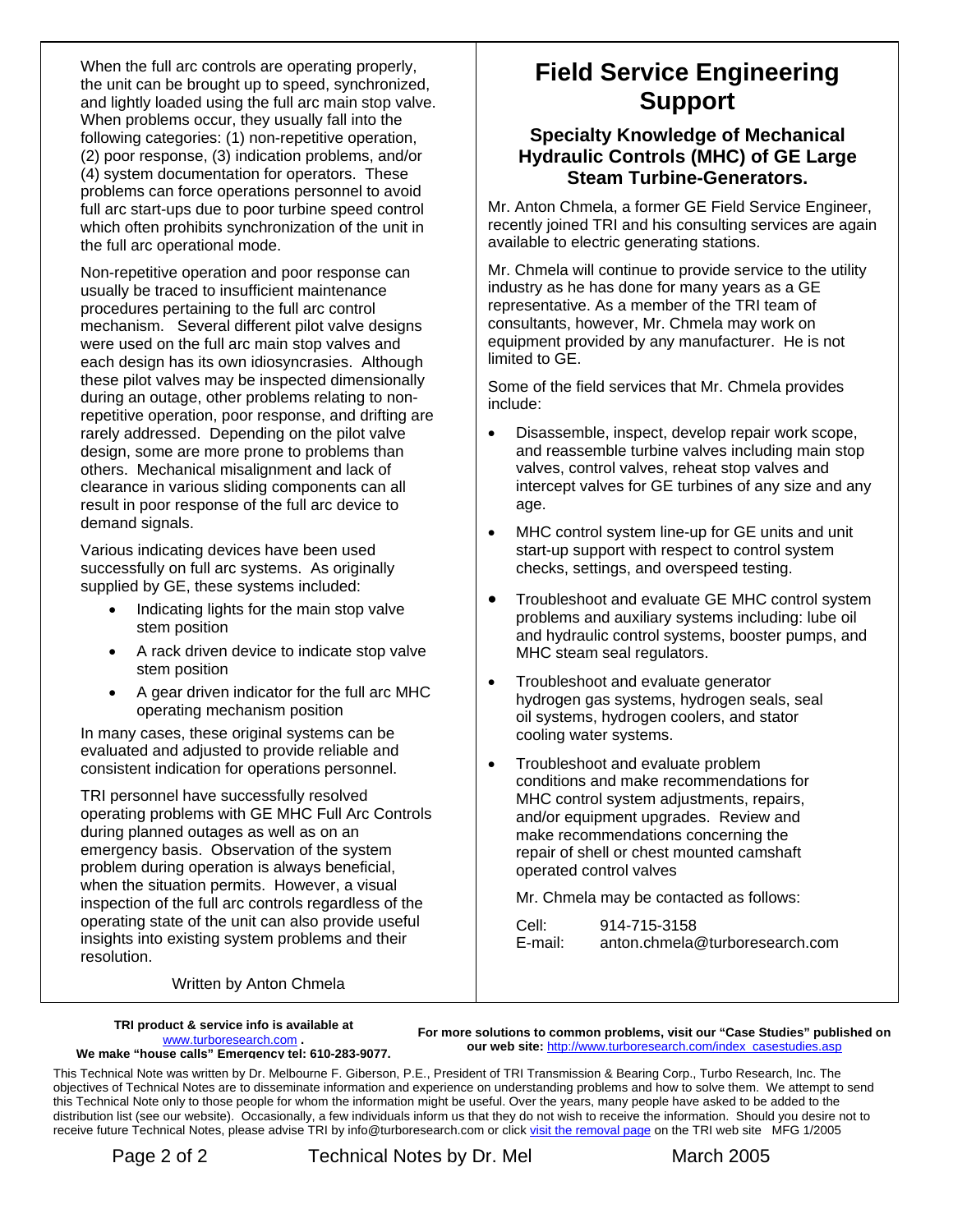When the full arc controls are operating properly, the unit can be brought up to speed, synchronized, and lightly loaded using the full arc main stop valve. When problems occur, they usually fall into the following categories: (1) non-repetitive operation, (2) poor response, (3) indication problems, and/or (4) system documentation for operators. These problems can force operations personnel to avoid full arc start-ups due to poor turbine speed control which often prohibits synchronization of the unit in the full arc operational mode.

Non-repetitive operation and poor response can usually be traced to insufficient maintenance procedures pertaining to the full arc control mechanism. Several different pilot valve designs were used on the full arc main stop valves and each design has its own idiosyncrasies. Although these pilot valves may be inspected dimensionally during an outage, other problems relating to non-repetitive operation, poor response, and drifting are rarely addressed. Depending on the pilot valve design, some are more prone to problems than others. Mechanical misalignment and lack of clearance in various sliding components can all result in poor response of the full arc device to demand signals.

Various indicating devices have been used successfully on full arc systems. As originally supplied by GE, these systems included:

- Indicating lights for the main stop valve stem position
- A rack driven device to indicate stop valve stem position
- A gear driven indicator for the full arc MHC operating mechanism position

In many cases, these original systems can be evaluated and adjusted to provide reliable and consistent indication for operations personnel.

TRI personnel have successfully resolved operating problems with GE MHC Full Arc Controls during planned outages as well as on an emergency basis. Observation of the system problem during operation is always beneficial, when the situation permits. However, a visual inspection of the full arc controls regardless of the operating state of the unit can also provide useful insights into existing system problems and their resolution.

Written by Anton Chmela

# Field Service Engineering Support

### Specialty Knowledge of Mechanical Hydraulic Controls (MHC) of GE Large Steam Turbine-Generators.

Mr. Anton Chmela, a former GE Field Service Engineer, recently joined TRI and his consulting services are again available to electric generating stations.

Mr. Chmela will continue to provide service to the utility industry as he has done for many years as a GE representative. As a member of the TRI team of consultants, however, Mr. Chmela may work on equipment provided by any manufacturer. He is not limited to GE.

Some of the field services that Mr. Chmela provides include:

- Disassemble, inspect, develop repair work scope, and reassemble turbine valves including main stop valves, control valves, reheat stop valves and intercept valves for GE turbines of any size and any age.
- MHC control system line-up for GE units and unit start-up support with respect to control system checks, settings, and overspeed testing.
- Troubleshoot and evaluate GE MHC control system problems and auxiliary systems including: lube oil and hydraulic control systems, booster pumps, and MHC steam seal regulators.
- Troubleshoot and evaluate generator hydrogen gas systems, hydrogen seals, seal oil systems, hydrogen coolers, and stator cooling water systems.
- Troubleshoot and evaluate problem conditions and make recommendations for MHC control system adjustments, repairs, and/or equipment upgrades. Review and make recommendations concerning the repair of shell or chest mounted camshaft operated control valves

Mr. Chmela may be contacted as follows:

Cell: 914-715-3158
E-mail: anton.chmela@turboresearch.com

**TRI product & service info is available at** www.turboresearch.com **.**
**We make "house calls" Emergency tel: 610-283-9077.**

**For more solutions to common problems, visit our "Case Studies" published on our web site:** http://www.turboresearch.com/index_casestudies.asp

This Technical Note was written by Dr. Melbourne F. Giberson, P.E., President of TRI Transmission & Bearing Corp., Turbo Research, Inc. The objectives of Technical Notes are to disseminate information and experience on understanding problems and how to solve them. We attempt to send this Technical Note only to those people for whom the information might be useful. Over the years, many people have asked to be added to the distribution list (see our website). Occasionally, a few individuals inform us that they do not wish to receive the information. Should you desire not to receive future Technical Notes, please advise TRI by info@turboresearch.com or click visit the removal page on the TRI web site MFG 1/2005